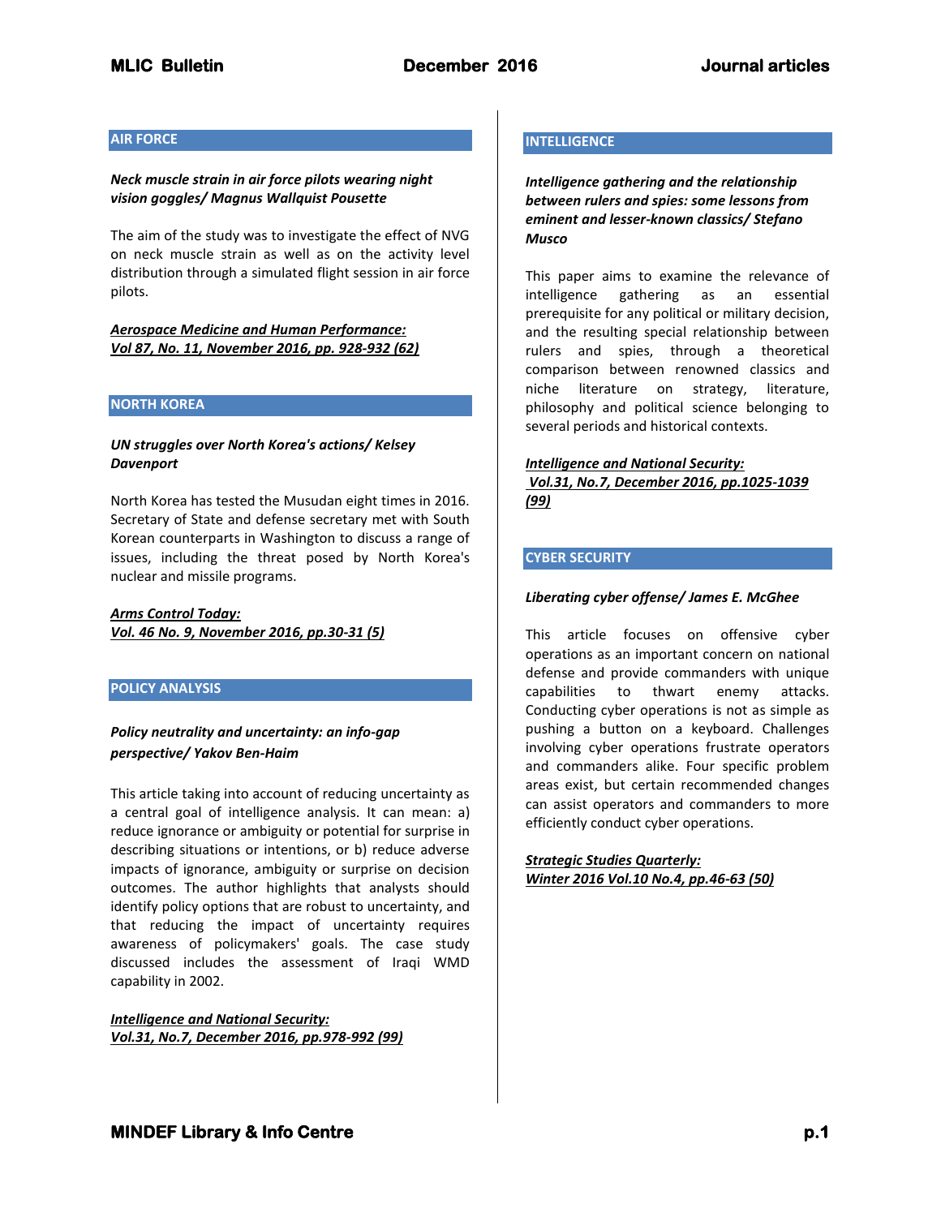## AIR FORCE

***Neck muscle strain in air force pilots wearing night vision goggles/ Magnus Wallquist Pousette***

The aim of the study was to investigate the effect of NVG on neck muscle strain as well as on the activity level distribution through a simulated flight session in air force pilots.

***Aerospace Medicine and Human Performance:***
***Vol 87, No. 11, November 2016, pp. 928-932 (62)***

## NORTH KOREA

***UN struggles over North Korea's actions/ Kelsey Davenport***

North Korea has tested the Musudan eight times in 2016. Secretary of State and defense secretary met with South Korean counterparts in Washington to discuss a range of issues, including the threat posed by North Korea's nuclear and missile programs.

***Arms Control Today:***
***Vol. 46 No. 9, November 2016, pp.30-31 (5)***

## POLICY ANALYSIS

***Policy neutrality and uncertainty: an info-gap perspective/ Yakov Ben-Haim***

This article taking into account of reducing uncertainty as a central goal of intelligence analysis. It can mean: a) reduce ignorance or ambiguity or potential for surprise in describing situations or intentions, or b) reduce adverse impacts of ignorance, ambiguity or surprise on decision outcomes. The author highlights that analysts should identify policy options that are robust to uncertainty, and that reducing the impact of uncertainty requires awareness of policymakers' goals. The case study discussed includes the assessment of Iraqi WMD capability in 2002.

***Intelligence and National Security:***
***Vol.31, No.7, December 2016, pp.978-992 (99)***

## INTELLIGENCE

***Intelligence gathering and the relationship between rulers and spies: some lessons from eminent and lesser-known classics/ Stefano Musco***

This paper aims to examine the relevance of intelligence gathering as an essential prerequisite for any political or military decision, and the resulting special relationship between rulers and spies, through a theoretical comparison between renowned classics and niche literature on strategy, literature, philosophy and political science belonging to several periods and historical contexts.

***Intelligence and National Security:***
***Vol.31, No.7, December 2016, pp.1025-1039 (99)***

## CYBER SECURITY

***Liberating cyber offense/ James E. McGhee***

This article focuses on offensive cyber operations as an important concern on national defense and provide commanders with unique capabilities to thwart enemy attacks. Conducting cyber operations is not as simple as pushing a button on a keyboard. Challenges involving cyber operations frustrate operators and commanders alike. Four specific problem areas exist, but certain recommended changes can assist operators and commanders to more efficiently conduct cyber operations.

***Strategic Studies Quarterly:***
***Winter 2016 Vol.10 No.4, pp.46-63 (50)***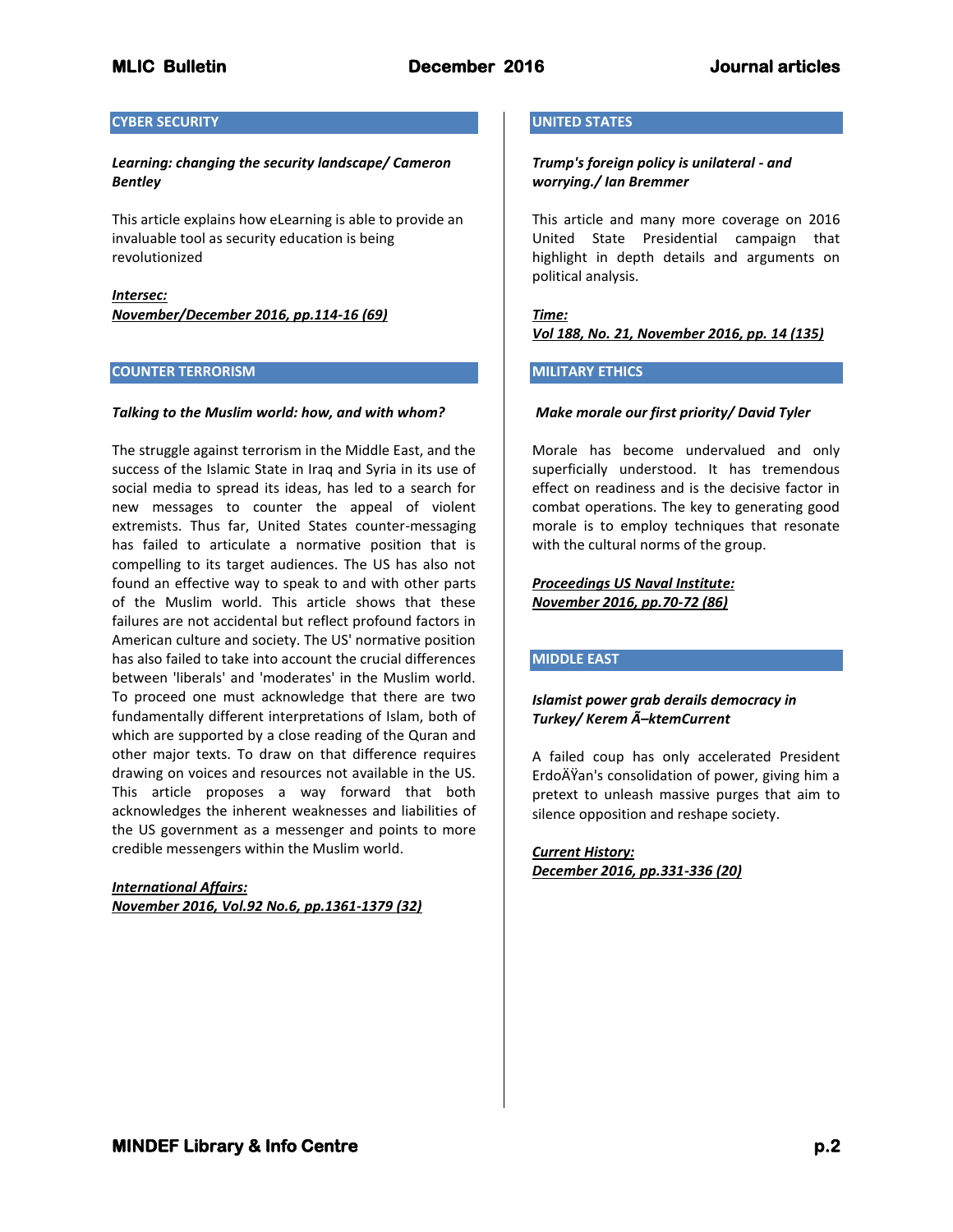## CYBER SECURITY

***Learning: changing the security landscape/ Cameron Bentley***

This article explains how eLearning is able to provide an invaluable tool as security education is being revolutionized

***Intersec:***
***November/December 2016, pp.114-16 (69)***

## COUNTER TERRORISM

***Talking to the Muslim world: how, and with whom?***

The struggle against terrorism in the Middle East, and the success of the Islamic State in Iraq and Syria in its use of social media to spread its ideas, has led to a search for new messages to counter the appeal of violent extremists. Thus far, United States counter-messaging has failed to articulate a normative position that is compelling to its target audiences. The US has also not found an effective way to speak to and with other parts of the Muslim world. This article shows that these failures are not accidental but reflect profound factors in American culture and society. The US' normative position has also failed to take into account the crucial differences between 'liberals' and 'moderates' in the Muslim world. To proceed one must acknowledge that there are two fundamentally different interpretations of Islam, both of which are supported by a close reading of the Quran and other major texts. To draw on that difference requires drawing on voices and resources not available in the US. This article proposes a way forward that both acknowledges the inherent weaknesses and liabilities of the US government as a messenger and points to more credible messengers within the Muslim world.

***International Affairs:***
***November 2016, Vol.92 No.6, pp.1361-1379 (32)***

## UNITED STATES

***Trump's foreign policy is unilateral - and worrying./ Ian Bremmer***

This article and many more coverage on 2016 United State Presidential campaign that highlight in depth details and arguments on political analysis.

***Time:***
***Vol 188, No. 21, November 2016, pp. 14 (135)***

## MILITARY ETHICS

***Make morale our first priority/ David Tyler***

Morale has become undervalued and only superficially understood. It has tremendous effect on readiness and is the decisive factor in combat operations. The key to generating good morale is to employ techniques that resonate with the cultural norms of the group.

***Proceedings US Naval Institute:***
***November 2016, pp.70-72 (86)***

## MIDDLE EAST

***Islamist power grab derails democracy in Turkey/ Kerem Ã–ktemCurrent***

A failed coup has only accelerated President ErdoÄŸan's consolidation of power, giving him a pretext to unleash massive purges that aim to silence opposition and reshape society.

***Current History:***
***December 2016, pp.331-336 (20)***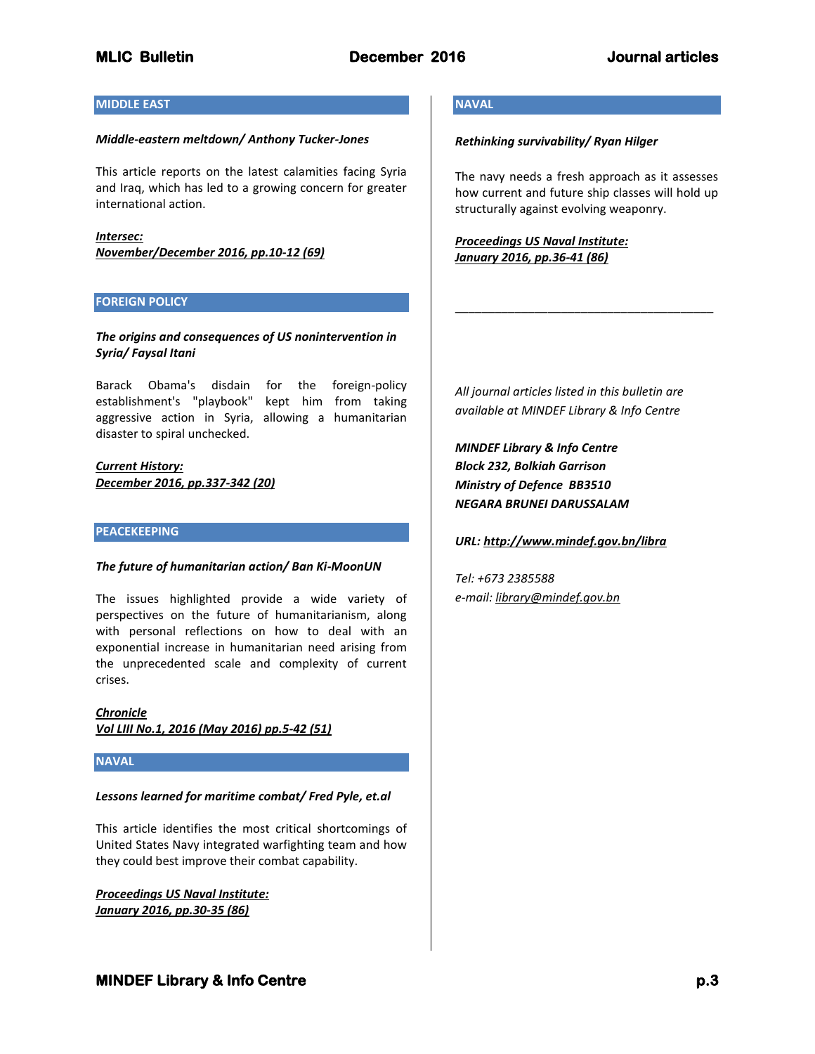## MIDDLE EAST

***Middle-eastern meltdown/ Anthony Tucker-Jones***

This article reports on the latest calamities facing Syria and Iraq, which has led to a growing concern for greater international action.

***Intersec:***
***November/December 2016, pp.10-12 (69)***

## FOREIGN POLICY

***The origins and consequences of US nonintervention in Syria/ Faysal Itani***

Barack Obama's disdain for the foreign-policy establishment's "playbook" kept him from taking aggressive action in Syria, allowing a humanitarian disaster to spiral unchecked.

***Current History:***
***December 2016, pp.337-342 (20)***

## PEACEKEEPING

***The future of humanitarian action/ Ban Ki-MoonUN***

The issues highlighted provide a wide variety of perspectives on the future of humanitarianism, along with personal reflections on how to deal with an exponential increase in humanitarian need arising from the unprecedented scale and complexity of current crises.

***Chronicle***
***Vol LIII No.1, 2016 (May 2016) pp.5-42 (51)***

## NAVAL

***Lessons learned for maritime combat/ Fred Pyle, et.al***

This article identifies the most critical shortcomings of United States Navy integrated warfighting team and how they could best improve their combat capability.

***Proceedings US Naval Institute:***
***January 2016, pp.30-35 (86)***

## NAVAL

***Rethinking survivability/ Ryan Hilger***

The navy needs a fresh approach as it assesses how current and future ship classes will hold up structurally against evolving weaponry.

***Proceedings US Naval Institute:***
***January 2016, pp.36-41 (86)***

---

*All journal articles listed in this bulletin are available at MINDEF Library & Info Centre*

***MINDEF Library & Info Centre***
***Block 232, Bolkiah Garrison***
***Ministry of Defence BB3510***
***NEGARA BRUNEI DARUSSALAM***

***URL: http://www.mindef.gov.bn/libra***

*Tel: +673 2385588*
*e-mail: library@mindef.gov.bn*